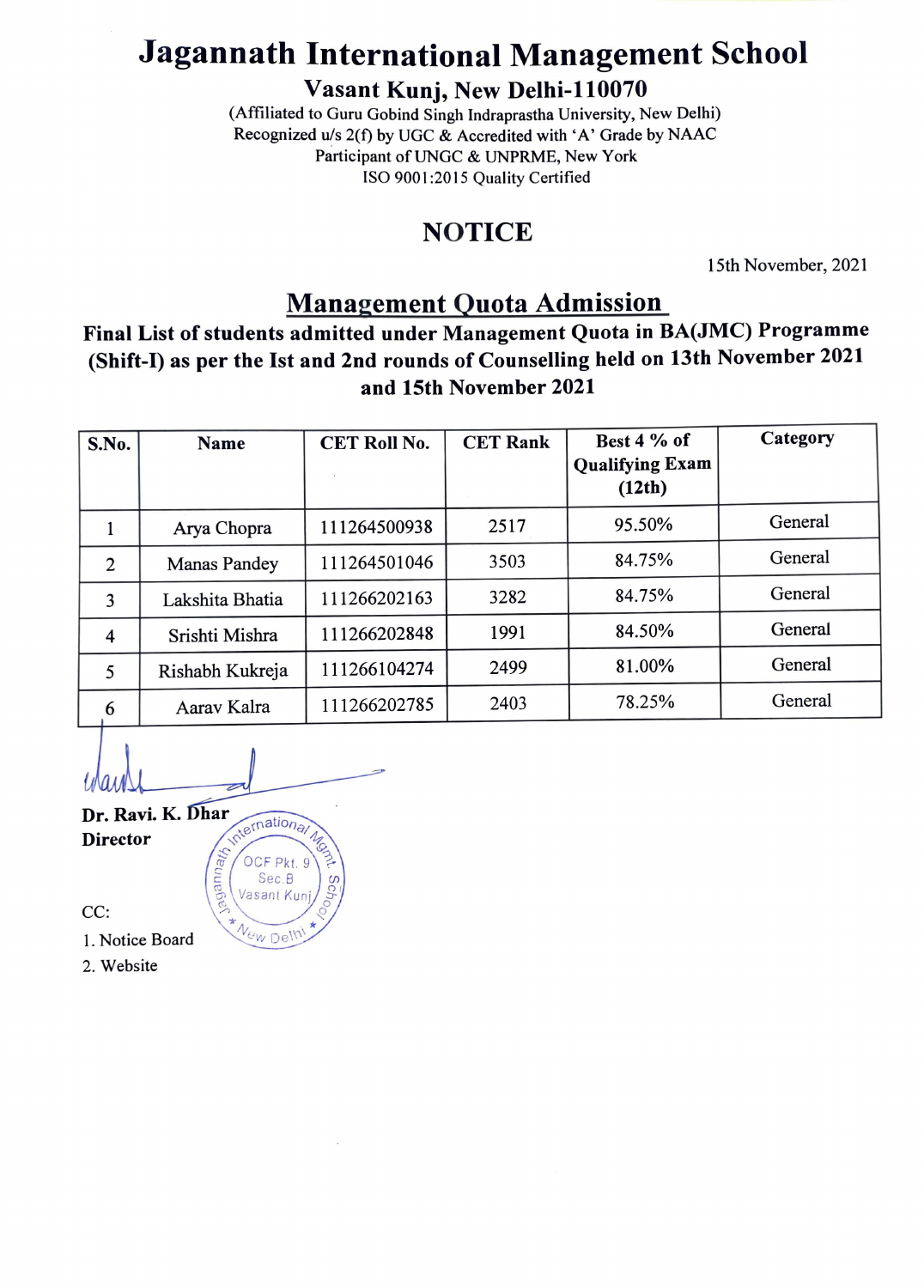# Jagannath International Management School

**Vasant Kunj, New Delhi-110070**

(Affiliated to Guru Gobind Singh Indraprastha University, New Delhi)
Recognized u/s 2(f) by UGC & Accredited with 'A' Grade by NAAC
Participant of UNGC & UNPRME, New York
ISO 9001:2015 Quality Certified

## NOTICE

15th November, 2021

### Management Quota Admission

**Final List of students admitted under Management Quota in BA(JMC) Programme (Shift-I) as per the Ist and 2nd rounds of Counselling held on 13th November 2021 and 15th November 2021**

| S.No. | Name | CET Roll No. | CET Rank | Best 4 % of Qualifying Exam (12th) | Category |
|---|---|---|---|---|---|
| 1 | Arya Chopra | 111264500938 | 2517 | 95.50% | General |
| 2 | Manas Pandey | 111264501046 | 3503 | 84.75% | General |
| 3 | Lakshita Bhatia | 111266202163 | 3282 | 84.75% | General |
| 4 | Srishti Mishra | 111266202848 | 1991 | 84.50% | General |
| 5 | Rishabh Kukreja | 111266104274 | 2499 | 81.00% | General |
| 6 | Aarav Kalra | 111266202785 | 2403 | 78.25% | General |

**Dr. Ravi. K. Dhar**
**Director**

CC:

1. Notice Board
2. Website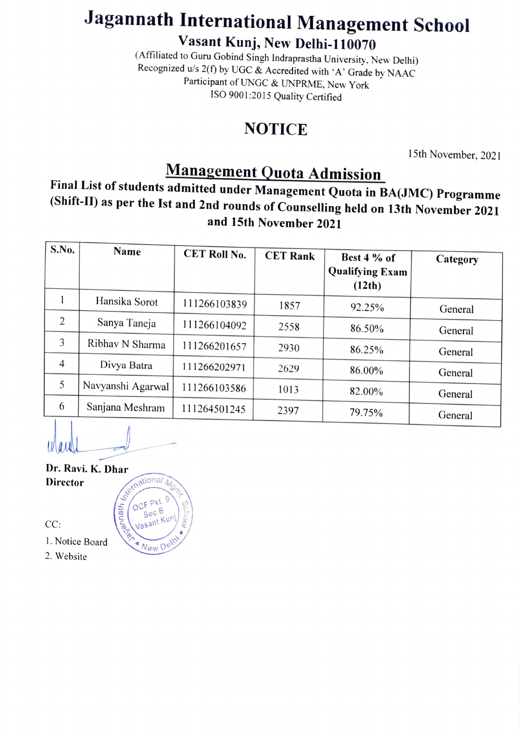# Jagannath International Management School

## Vasant Kunj, New Delhi-110070

(Affiliated to Guru Gobind Singh Indraprastha University, New Delhi)
Recognized u/s 2(f) by UGC & Accredited with 'A' Grade by NAAC
Participant of UNGC & UNPRME, New York
ISO 9001:2015 Quality Certified

## NOTICE

15th November, 2021

## Management Quota Admission

**Final List of students admitted under Management Quota in BA(JMC) Programme (Shift-II) as per the Ist and 2nd rounds of Counselling held on 13th November 2021 and 15th November 2021**

| S.No. | Name | CET Roll No. | CET Rank | Best 4 % of Qualifying Exam (12th) | Category |
|---|---|---|---|---|---|
| 1 | Hansika Sorot | 111266103839 | 1857 | 92.25% | General |
| 2 | Sanya Taneja | 111266104092 | 2558 | 86.50% | General |
| 3 | Ribhav N Sharma | 111266201657 | 2930 | 86.25% | General |
| 4 | Divya Batra | 111266202971 | 2629 | 86.00% | General |
| 5 | Navyanshi Agarwal | 111266103586 | 1013 | 82.00% | General |
| 6 | Sanjana Meshram | 111264501245 | 2397 | 79.75% | General |

**Dr. Ravi. K. Dhar**
**Director**

Jagannath International Mgmt. School, OCF Pkt. 9, Sec.B, Vasant Kunj, New Delhi

CC:

1. Notice Board
2. Website